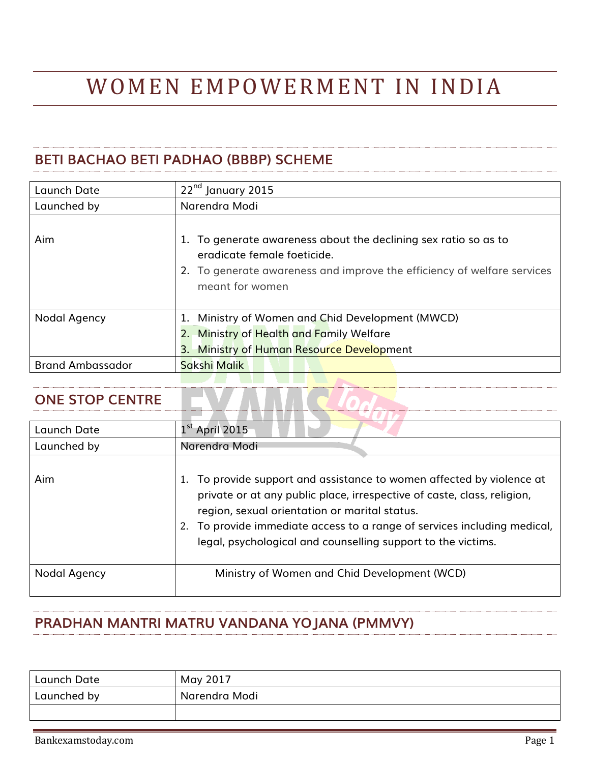# WOMEN EMPOWERMENT IN INDIA

## BETI BACHAO BETI PADHAO (BBBP) SCHEME

| | |
|---|---|
| Launch Date | 22nd January 2015 |
| Launched by | Narendra Modi |
| Aim | 1. To generate awareness about the declining sex ratio so as to eradicate female foeticide.<br>2. To generate awareness and improve the efficiency of welfare services meant for women |
| Nodal Agency | 1. Ministry of Women and Chid Development (MWCD)<br>2. Ministry of Health and Family Welfare<br>3. Ministry of Human Resource Development |
| Brand Ambassador | Sakshi Malik |

## ONE STOP CENTRE

| | |
|---|---|
| Launch Date | 1st April 2015 |
| Launched by | Narendra Modi |
| Aim | 1. To provide support and assistance to women affected by violence at private or at any public place, irrespective of caste, class, religion, region, sexual orientation or marital status.<br>2. To provide immediate access to a range of services including medical, legal, psychological and counselling support to the victims. |
| Nodal Agency | Ministry of Women and Chid Development (WCD) |

## PRADHAN MANTRI MATRU VANDANA YOJANA (PMMVY)

| | |
|---|---|
| Launch Date | May 2017 |
| Launched by | Narendra Modi |
| | |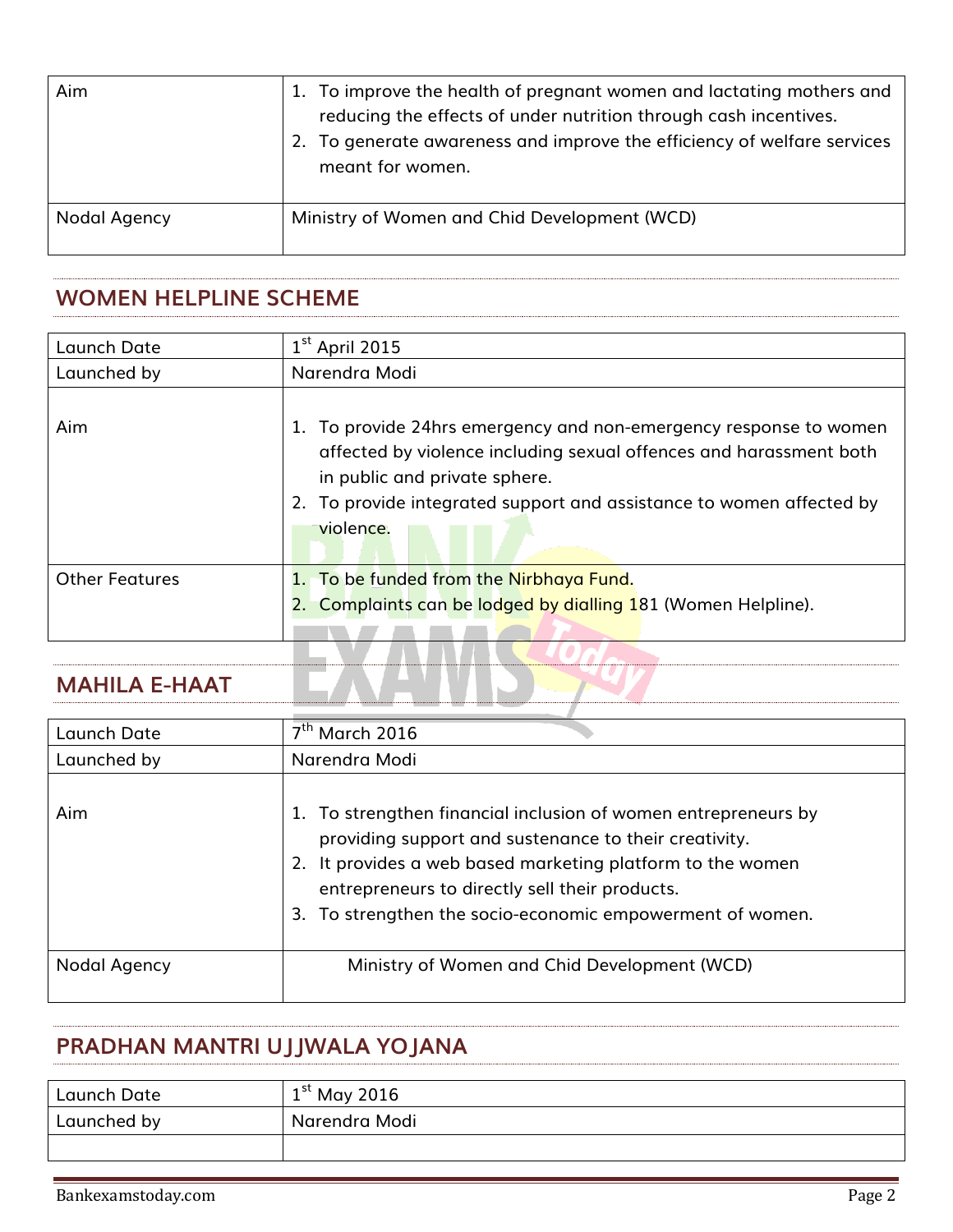| Aim | 1. To improve the health of pregnant women and lactating mothers and reducing the effects of under nutrition through cash incentives.<br>2. To generate awareness and improve the efficiency of welfare services meant for women. |
|---|---|
| Nodal Agency | Ministry of Women and Chid Development (WCD) |

## WOMEN HELPLINE SCHEME

| Launch Date | 1st April 2015 |
|---|---|
| Launched by | Narendra Modi |
| Aim | 1. To provide 24hrs emergency and non-emergency response to women affected by violence including sexual offences and harassment both in public and private sphere.<br>2. To provide integrated support and assistance to women affected by violence. |
| Other Features | 1. To be funded from the Nirbhaya Fund.<br>2. Complaints can be lodged by dialling 181 (Women Helpline). |

## MAHILA E-HAAT

| Launch Date | 7th March 2016 |
|---|---|
| Launched by | Narendra Modi |
| Aim | 1. To strengthen financial inclusion of women entrepreneurs by providing support and sustenance to their creativity.<br>2. It provides a web based marketing platform to the women entrepreneurs to directly sell their products.<br>3. To strengthen the socio-economic empowerment of women. |
| Nodal Agency | Ministry of Women and Chid Development (WCD) |

## PRADHAN MANTRI UJJWALA YOJANA

| Launch Date | 1st May 2016 |
|---|---|
| Launched by | Narendra Modi |
| | |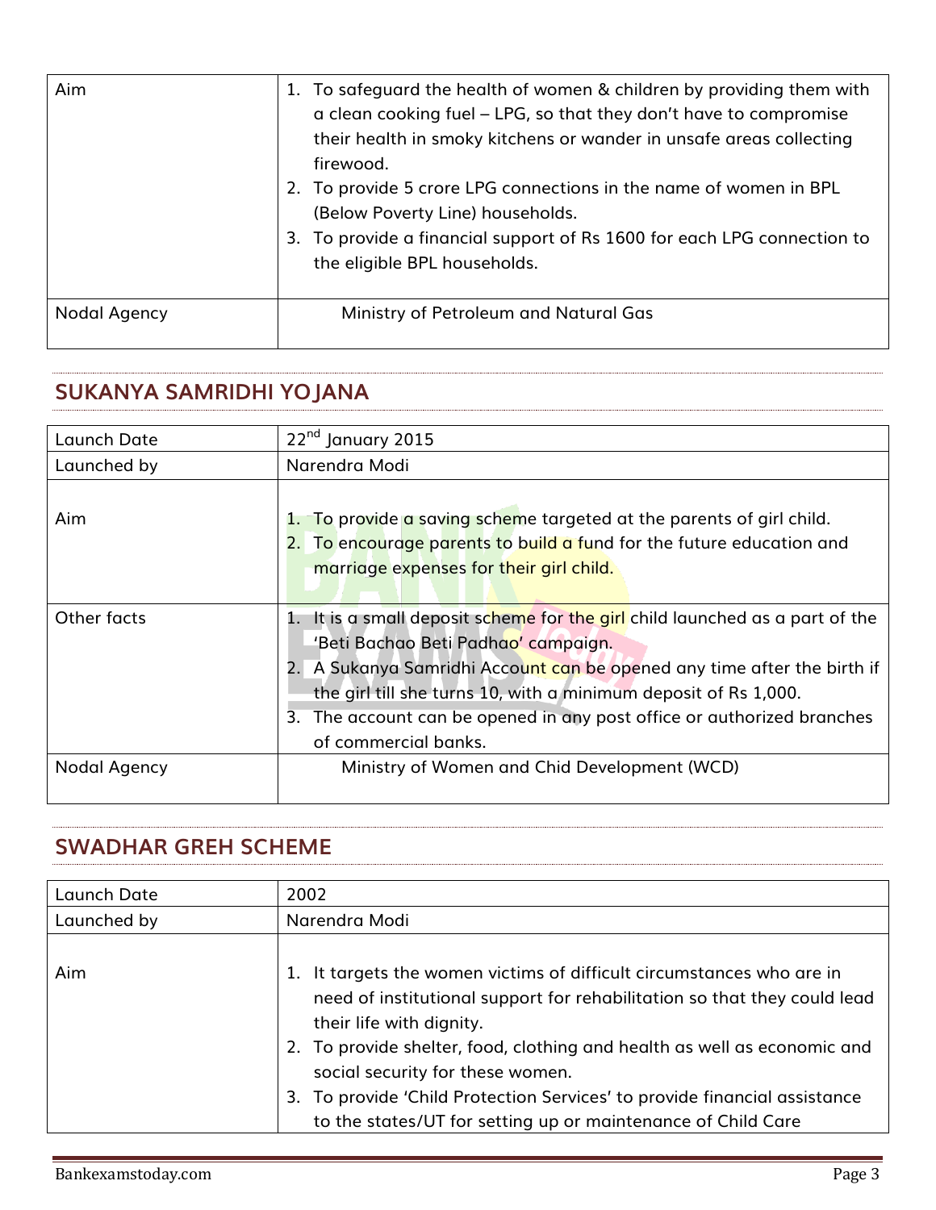| | |
|---|---|
| Aim | 1. To safeguard the health of women & children by providing them with a clean cooking fuel – LPG, so that they don't have to compromise their health in smoky kitchens or wander in unsafe areas collecting firewood.<br>2. To provide 5 crore LPG connections in the name of women in BPL (Below Poverty Line) households.<br>3. To provide a financial support of Rs 1600 for each LPG connection to the eligible BPL households. |
| Nodal Agency | Ministry of Petroleum and Natural Gas |

## SUKANYA SAMRIDHI YOJANA

| | |
|---|---|
| Launch Date | 22nd January 2015 |
| Launched by | Narendra Modi |
| Aim | 1. To provide a saving scheme targeted at the parents of girl child.<br>2. To encourage parents to build a fund for the future education and marriage expenses for their girl child. |
| Other facts | 1. It is a small deposit scheme for the girl child launched as a part of the 'Beti Bachao Beti Padhao' campaign.<br>2. A Sukanya Samridhi Account can be opened any time after the birth if the girl till she turns 10, with a minimum deposit of Rs 1,000.<br>3. The account can be opened in any post office or authorized branches of commercial banks. |
| Nodal Agency | Ministry of Women and Chid Development (WCD) |

## SWADHAR GREH SCHEME

| | |
|---|---|
| Launch Date | 2002 |
| Launched by | Narendra Modi |
| Aim | 1. It targets the women victims of difficult circumstances who are in need of institutional support for rehabilitation so that they could lead their life with dignity.<br>2. To provide shelter, food, clothing and health as well as economic and social security for these women.<br>3. To provide 'Child Protection Services' to provide financial assistance to the states/UT for setting up or maintenance of Child Care |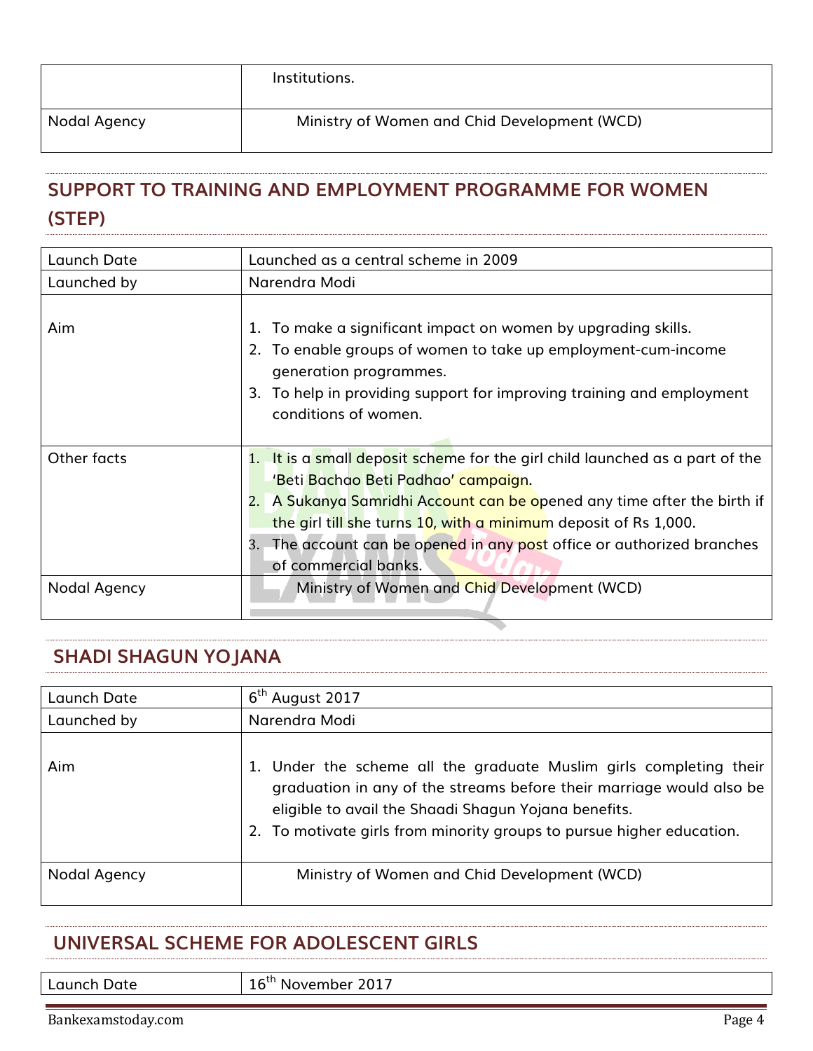| | Institutions. |
|---|---|
| Nodal Agency | Ministry of Women and Chid Development (WCD) |

## SUPPORT TO TRAINING AND EMPLOYMENT PROGRAMME FOR WOMEN (STEP)

| Launch Date | Launched as a central scheme in 2009 |
|---|---|
| Launched by | Narendra Modi |
| Aim | 1. To make a significant impact on women by upgrading skills.<br>2. To enable groups of women to take up employment-cum-income generation programmes.<br>3. To help in providing support for improving training and employment conditions of women. |
| Other facts | 1. It is a small deposit scheme for the girl child launched as a part of the 'Beti Bachao Beti Padhao' campaign.<br>2. A Sukanya Samridhi Account can be opened any time after the birth if the girl till she turns 10, with a minimum deposit of Rs 1,000.<br>3. The account can be opened in any post office or authorized branches of commercial banks. |
| Nodal Agency | Ministry of Women and Chid Development (WCD) |

## SHADI SHAGUN YOJANA

| Launch Date | 6th August 2017 |
|---|---|
| Launched by | Narendra Modi |
| Aim | 1. Under the scheme all the graduate Muslim girls completing their graduation in any of the streams before their marriage would also be eligible to avail the Shaadi Shagun Yojana benefits.<br>2. To motivate girls from minority groups to pursue higher education. |
| Nodal Agency | Ministry of Women and Chid Development (WCD) |

## UNIVERSAL SCHEME FOR ADOLESCENT GIRLS

| Launch Date | 16th November 2017 |
|---|---|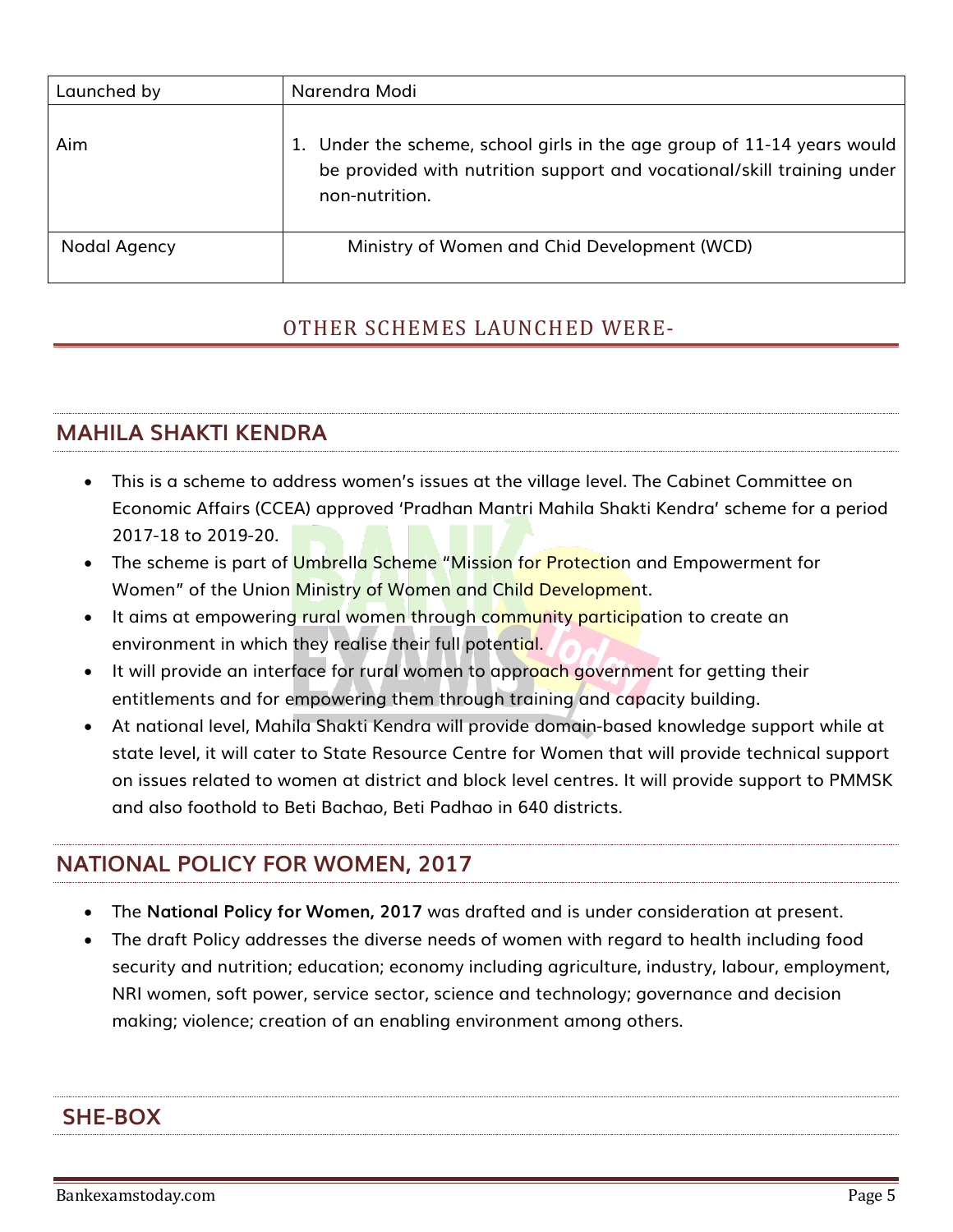| Launched by | Narendra Modi |
| --- | --- |
| Aim | 1. Under the scheme, school girls in the age group of 11-14 years would be provided with nutrition support and vocational/skill training under non-nutrition. |
| Nodal Agency | Ministry of Women and Chid Development (WCD) |

## OTHER SCHEMES LAUNCHED WERE-

### MAHILA SHAKTI KENDRA

- This is a scheme to address women's issues at the village level. The Cabinet Committee on Economic Affairs (CCEA) approved 'Pradhan Mantri Mahila Shakti Kendra' scheme for a period 2017-18 to 2019-20.
- The scheme is part of Umbrella Scheme "Mission for Protection and Empowerment for Women" of the Union Ministry of Women and Child Development.
- It aims at empowering rural women through community participation to create an environment in which they realise their full potential.
- It will provide an interface for rural women to approach government for getting their entitlements and for empowering them through training and capacity building.
- At national level, Mahila Shakti Kendra will provide domain-based knowledge support while at state level, it will cater to State Resource Centre for Women that will provide technical support on issues related to women at district and block level centres. It will provide support to PMMSK and also foothold to Beti Bachao, Beti Padhao in 640 districts.

### NATIONAL POLICY FOR WOMEN, 2017

- The **National Policy for Women, 2017** was drafted and is under consideration at present.
- The draft Policy addresses the diverse needs of women with regard to health including food security and nutrition; education; economy including agriculture, industry, labour, employment, NRI women, soft power, service sector, science and technology; governance and decision making; violence; creation of an enabling environment among others.

### SHE-BOX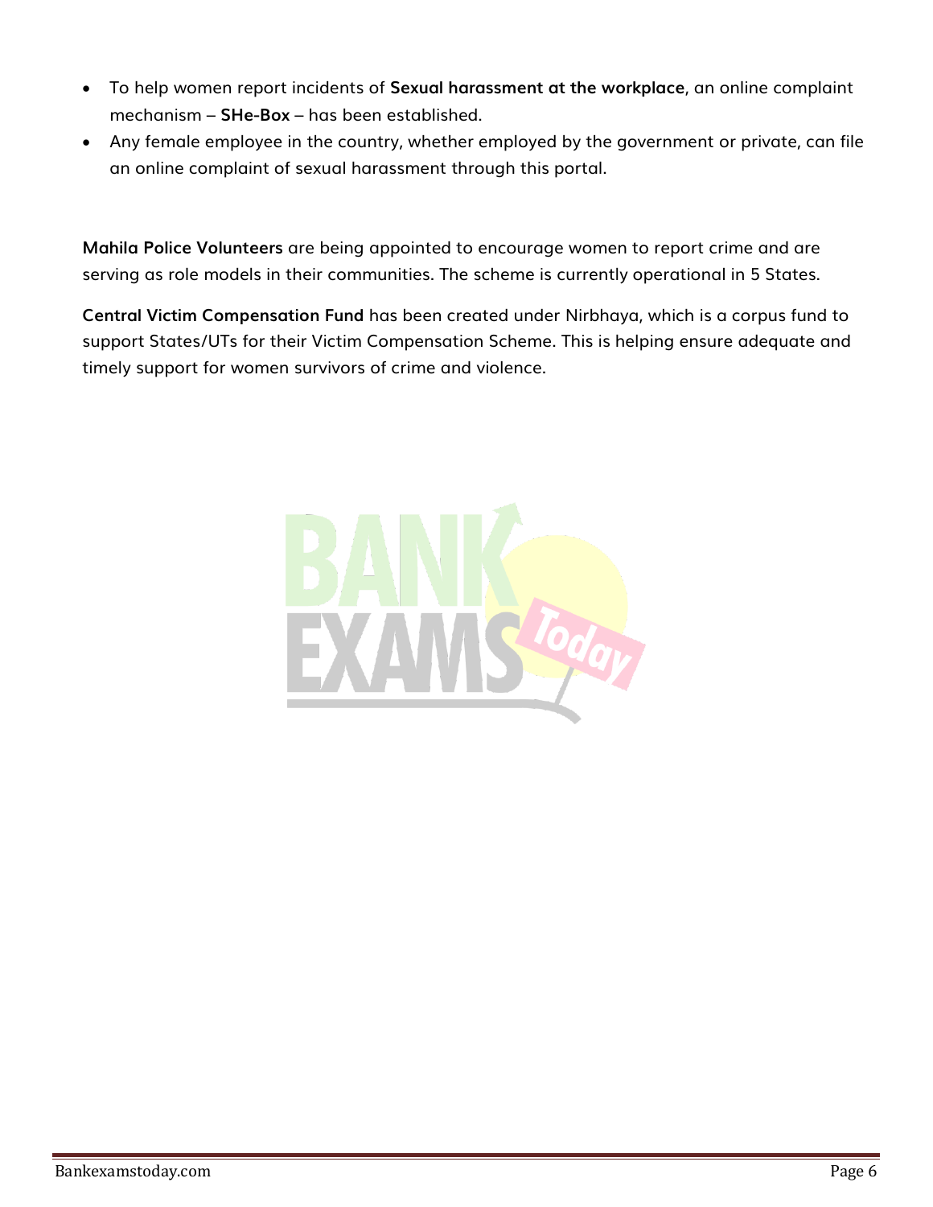- To help women report incidents of **Sexual harassment at the workplace**, an online complaint mechanism – **SHe-Box** – has been established.
- Any female employee in the country, whether employed by the government or private, can file an online complaint of sexual harassment through this portal.

**Mahila Police Volunteers** are being appointed to encourage women to report crime and are serving as role models in their communities. The scheme is currently operational in 5 States.

**Central Victim Compensation Fund** has been created under Nirbhaya, which is a corpus fund to support States/UTs for their Victim Compensation Scheme. This is helping ensure adequate and timely support for women survivors of crime and violence.